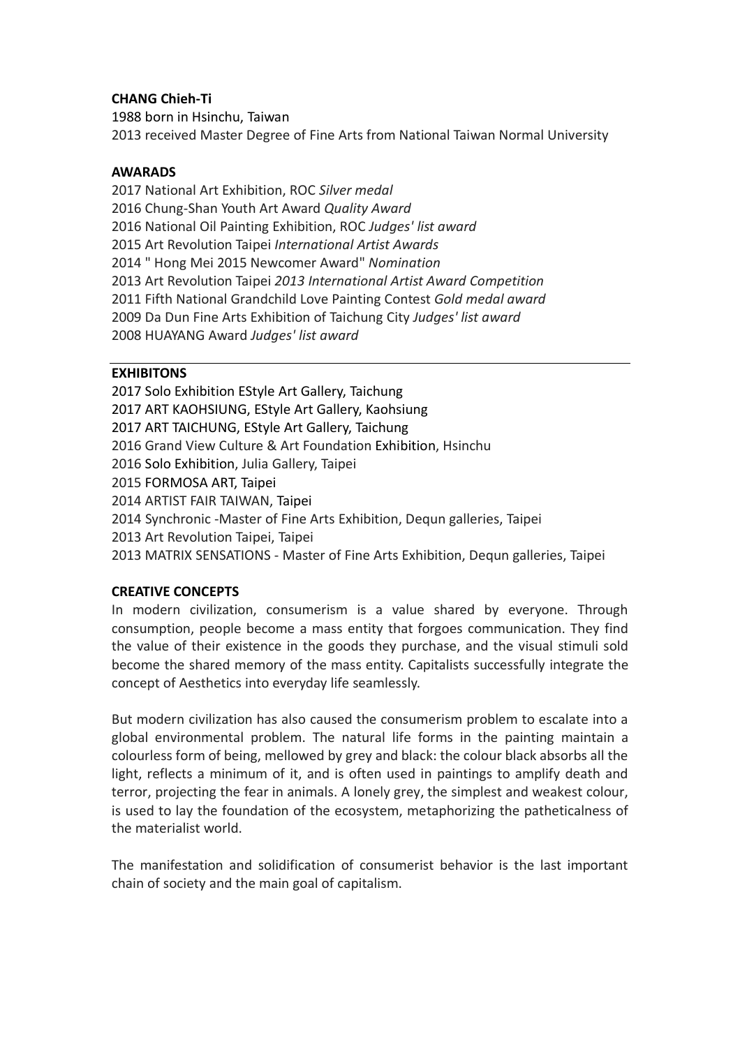**CHANG Chieh-Ti**

1988 born in Hsinchu, Taiwan
2013 received Master Degree of Fine Arts from National Taiwan Normal University

**AWARADS**

2017 National Art Exhibition, ROC *Silver medal*
2016 Chung-Shan Youth Art Award *Quality Award*
2016 National Oil Painting Exhibition, ROC *Judges' list award*
2015 Art Revolution Taipei *International Artist Awards*
2014 " Hong Mei 2015 Newcomer Award" *Nomination*
2013 Art Revolution Taipei *2013 International Artist Award Competition*
2011 Fifth National Grandchild Love Painting Contest *Gold medal award*
2009 Da Dun Fine Arts Exhibition of Taichung City *Judges' list award*
2008 HUAYANG Award *Judges' list award*

---

**EXHIBITONS**

2017 Solo Exhibition EStyle Art Gallery, Taichung
2017 ART KAOHSIUNG, EStyle Art Gallery, Kaohsiung
2017 ART TAICHUNG, EStyle Art Gallery, Taichung
2016 Grand View Culture & Art Foundation Exhibition, Hsinchu
2016 Solo Exhibition, Julia Gallery, Taipei
2015 FORMOSA ART, Taipei
2014 ARTIST FAIR TAIWAN, Taipei
2014 Synchronic -Master of Fine Arts Exhibition, Dequn galleries, Taipei
2013 Art Revolution Taipei, Taipei
2013 MATRIX SENSATIONS - Master of Fine Arts Exhibition, Dequn galleries, Taipei

**CREATIVE CONCEPTS**

In modern civilization, consumerism is a value shared by everyone. Through consumption, people become a mass entity that forgoes communication. They find the value of their existence in the goods they purchase, and the visual stimuli sold become the shared memory of the mass entity. Capitalists successfully integrate the concept of Aesthetics into everyday life seamlessly.

But modern civilization has also caused the consumerism problem to escalate into a global environmental problem. The natural life forms in the painting maintain a colourless form of being, mellowed by grey and black: the colour black absorbs all the light, reflects a minimum of it, and is often used in paintings to amplify death and terror, projecting the fear in animals. A lonely grey, the simplest and weakest colour, is used to lay the foundation of the ecosystem, metaphorizing the patheticalness of the materialist world.

The manifestation and solidification of consumerist behavior is the last important chain of society and the main goal of capitalism.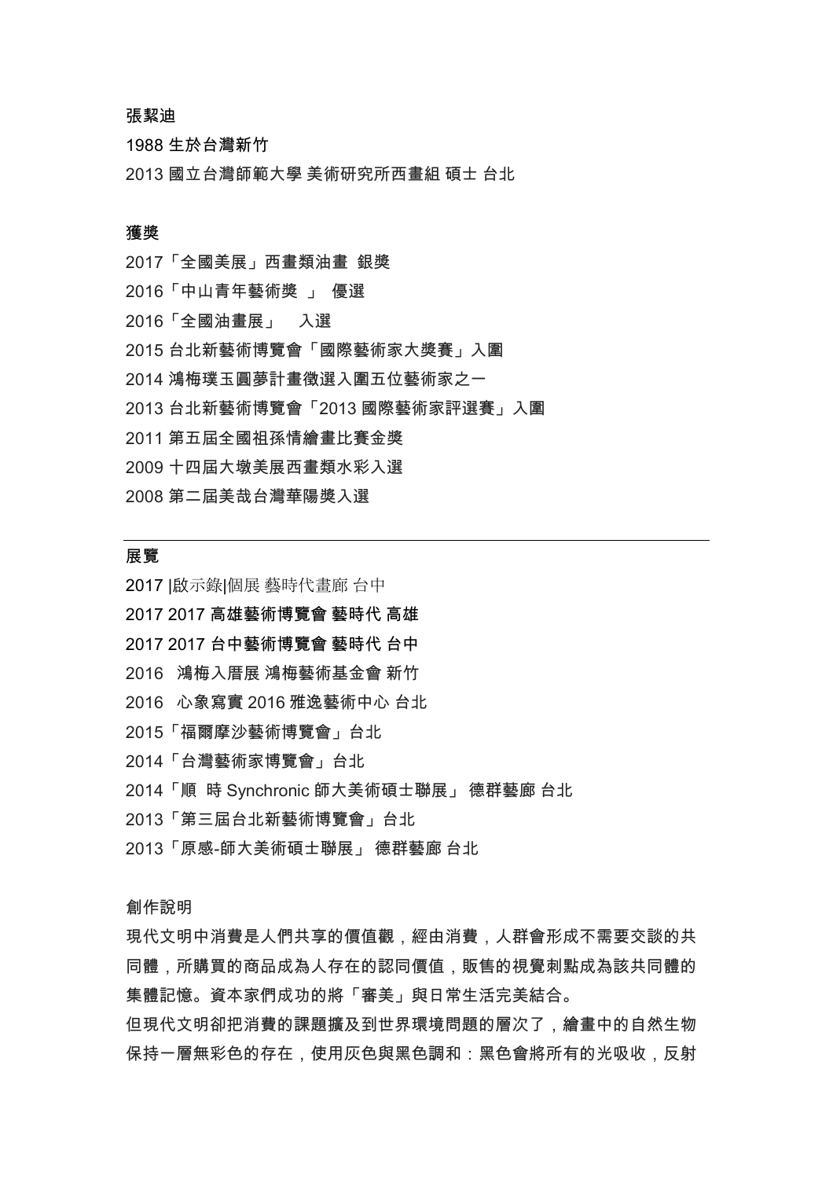**張絜迪**

1988 生於台灣新竹

2013 國立台灣師範大學 美術研究所西畫組 碩士 台北

**獲獎**

2017「全國美展」西畫類油畫 銀獎

2016「中山青年藝術獎 」 優選

2016「全國油畫展」 入選

2015 台北新藝術博覽會「國際藝術家大獎賽」入圍

2014 鴻梅璞玉圓夢計畫徵選入圍五位藝術家之一

2013 台北新藝術博覽會「2013 國際藝術家評選賽」入圍

2011 第五屆全國祖孫情繪畫比賽金獎

2009 十四屆大墩美展西畫類水彩入選

2008 第二屆美哉台灣華陽獎入選

---

**展覽**

2017 |啟示錄|個展 藝時代畫廊 台中

**2017 2017 高雄藝術博覽會 藝時代 高雄**

**2017 2017 台中藝術博覽會 藝時代 台中**

2016 鴻梅入厝展 鴻梅藝術基金會 新竹

2016 心象寫實 2016 雅逸藝術中心 台北

2015「福爾摩沙藝術博覽會」台北

2014「台灣藝術家博覽會」台北

2014「順 時 Synchronic 師大美術碩士聯展」 德群藝廊 台北

2013「第三屆台北新藝術博覽會」台北

2013「原感-師大美術碩士聯展」 德群藝廊 台北

創作說明

現代文明中消費是人們共享的價值觀，經由消費，人群會形成不需要交談的共同體，所購買的商品成為人存在的認同價值，販售的視覺刺點成為該共同體的集體記憶。資本家們成功的將「審美」與日常生活完美結合。

但現代文明卻把消費的課題擴及到世界環境問題的層次了，繪畫中的自然生物保持一層無彩色的存在，使用灰色與黑色調和：黑色會將所有的光吸收，反射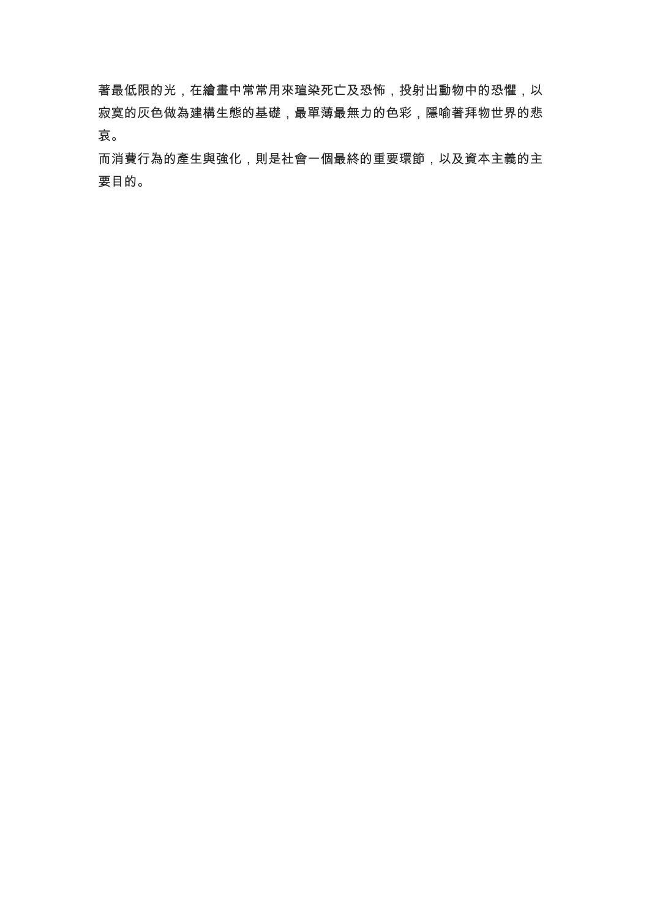著最低限的光，在繪畫中常常用來瑄染死亡及恐怖，投射出動物中的恐懼，以寂寞的灰色做為建構生態的基礎，最單薄最無力的色彩，隱喻著拜物世界的悲哀。

而消費行為的產生與強化，則是社會一個最終的重要環節，以及資本主義的主要目的。